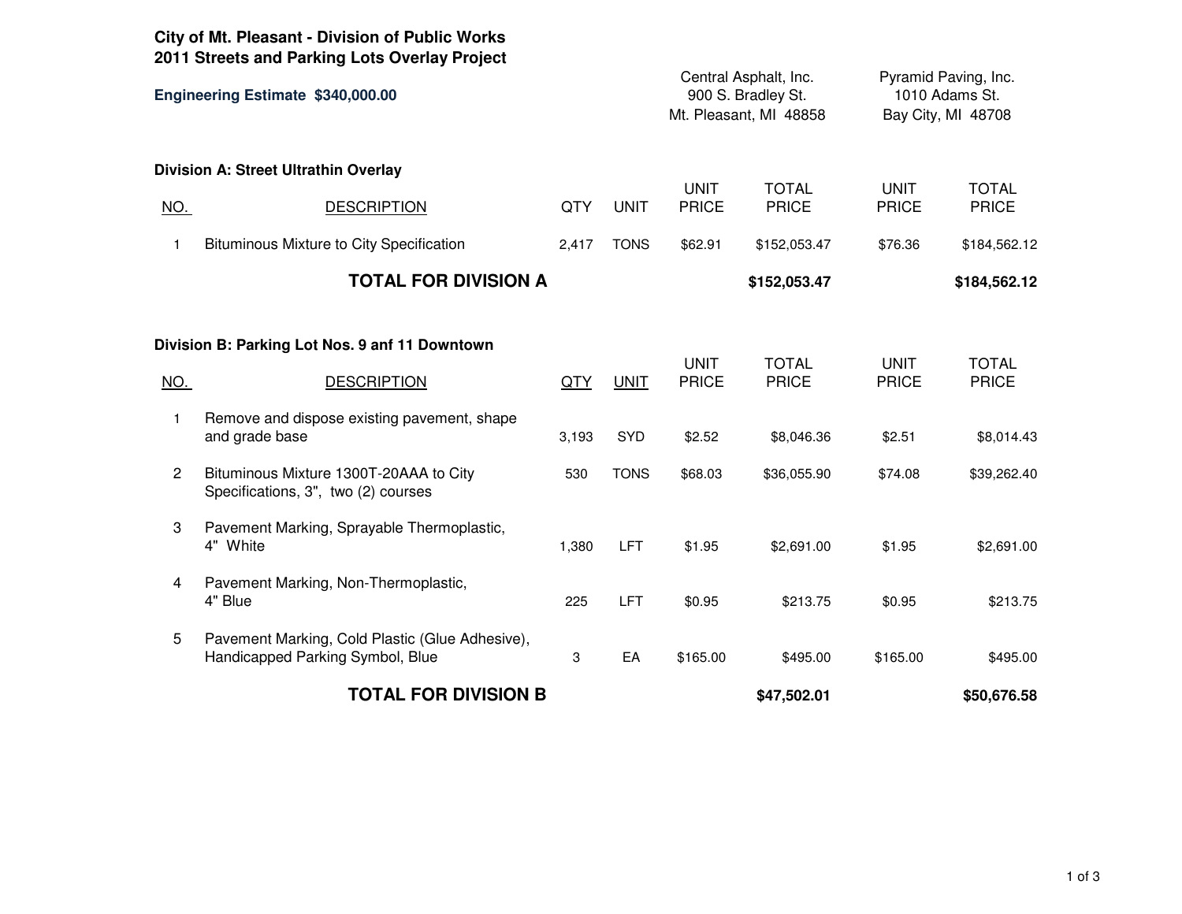**City of Mt. Pleasant - Division of Public Works**
**2011 Streets and Parking Lots Overlay Project**

**Engineering Estimate $340,000.00**

### Division A: Street Ultrathin Overlay

| NO. | DESCRIPTION | QTY | UNIT | Central Asphalt, Inc. 900 S. Bradley St. Mt. Pleasant, MI 48858 UNIT PRICE | Central Asphalt, Inc. TOTAL PRICE | Pyramid Paving, Inc. 1010 Adams St. Bay City, MI 48708 UNIT PRICE | Pyramid Paving, Inc. TOTAL PRICE |
|---|---|---|---|---|---|---|---|
| 1 | Bituminous Mixture to City Specification | 2,417 | TONS | $62.91 | $152,053.47 | $76.36 | $184,562.12 |
| | **TOTAL FOR DIVISION A** | | | | **$152,053.47** | | **$184,562.12** |

### Division B: Parking Lot Nos. 9 anf 11 Downtown

| NO. | DESCRIPTION | QTY | UNIT | Central Asphalt, Inc. UNIT PRICE | Central Asphalt, Inc. TOTAL PRICE | Pyramid Paving, Inc. UNIT PRICE | Pyramid Paving, Inc. TOTAL PRICE |
|---|---|---|---|---|---|---|---|
| 1 | Remove and dispose existing pavement, shape and grade base | 3,193 | SYD | $2.52 | $8,046.36 | $2.51 | $8,014.43 |
| 2 | Bituminous Mixture 1300T-20AAA to City Specifications, 3", two (2) courses | 530 | TONS | $68.03 | $36,055.90 | $74.08 | $39,262.40 |
| 3 | Pavement Marking, Sprayable Thermoplastic, 4" White | 1,380 | LFT | $1.95 | $2,691.00 | $1.95 | $2,691.00 |
| 4 | Pavement Marking, Non-Thermoplastic, 4" Blue | 225 | LFT | $0.95 | $213.75 | $0.95 | $213.75 |
| 5 | Pavement Marking, Cold Plastic (Glue Adhesive), Handicapped Parking Symbol, Blue | 3 | EA | $165.00 | $495.00 | $165.00 | $495.00 |
| | **TOTAL FOR DIVISION B** | | | | **$47,502.01** | | **$50,676.58** |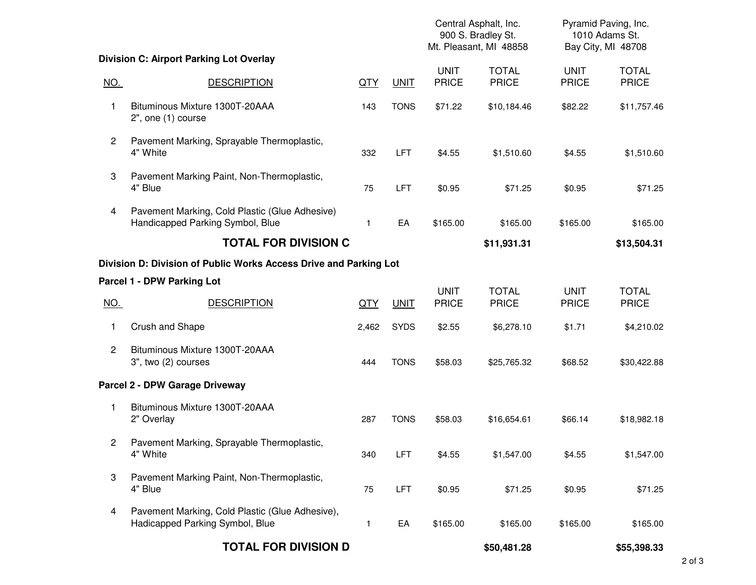## Division C: Airport Parking Lot Overlay

| NO. | DESCRIPTION | QTY | UNIT | Central Asphalt, Inc. 900 S. Bradley St. Mt. Pleasant, MI 48858 UNIT PRICE | TOTAL PRICE | Pyramid Paving, Inc. 1010 Adams St. Bay City, MI 48708 UNIT PRICE | TOTAL PRICE |
|---|---|---|---|---|---|---|---|
| 1 | Bituminous Mixture 1300T-20AAA 2", one (1) course | 143 | TONS | $71.22 | $10,184.46 | $82.22 | $11,757.46 |
| 2 | Pavement Marking, Sprayable Thermoplastic, 4" White | 332 | LFT | $4.55 | $1,510.60 | $4.55 | $1,510.60 |
| 3 | Pavement Marking Paint, Non-Thermoplastic, 4" Blue | 75 | LFT | $0.95 | $71.25 | $0.95 | $71.25 |
| 4 | Pavement Marking, Cold Plastic (Glue Adhesive) Handicapped Parking Symbol, Blue | 1 | EA | $165.00 | $165.00 | $165.00 | $165.00 |
| | **TOTAL FOR DIVISION C** | | | | **$11,931.31** | | **$13,504.31** |

## Division D: Division of Public Works Access Drive and Parking Lot

### Parcel 1 - DPW Parking Lot

| NO. | DESCRIPTION | QTY | UNIT | UNIT PRICE | TOTAL PRICE | UNIT PRICE | TOTAL PRICE |
|---|---|---|---|---|---|---|---|
| 1 | Crush and Shape | 2,462 | SYDS | $2.55 | $6,278.10 | $1.71 | $4,210.02 |
| 2 | Bituminous Mixture 1300T-20AAA 3", two (2) courses | 444 | TONS | $58.03 | $25,765.32 | $68.52 | $30,422.88 |
| | **Parcel 2 - DPW Garage Driveway** | | | | | | |
| 1 | Bituminous Mixture 1300T-20AAA 2" Overlay | 287 | TONS | $58.03 | $16,654.61 | $66.14 | $18,982.18 |
| 2 | Pavement Marking, Sprayable Thermoplastic, 4" White | 340 | LFT | $4.55 | $1,547.00 | $4.55 | $1,547.00 |
| 3 | Pavement Marking Paint, Non-Thermoplastic, 4" Blue | 75 | LFT | $0.95 | $71.25 | $0.95 | $71.25 |
| 4 | Pavement Marking, Cold Plastic (Glue Adhesive), Hadicapped Parking Symbol, Blue | 1 | EA | $165.00 | $165.00 | $165.00 | $165.00 |
| | **TOTAL FOR DIVISION D** | | | | **$50,481.28** | | **$55,398.33** |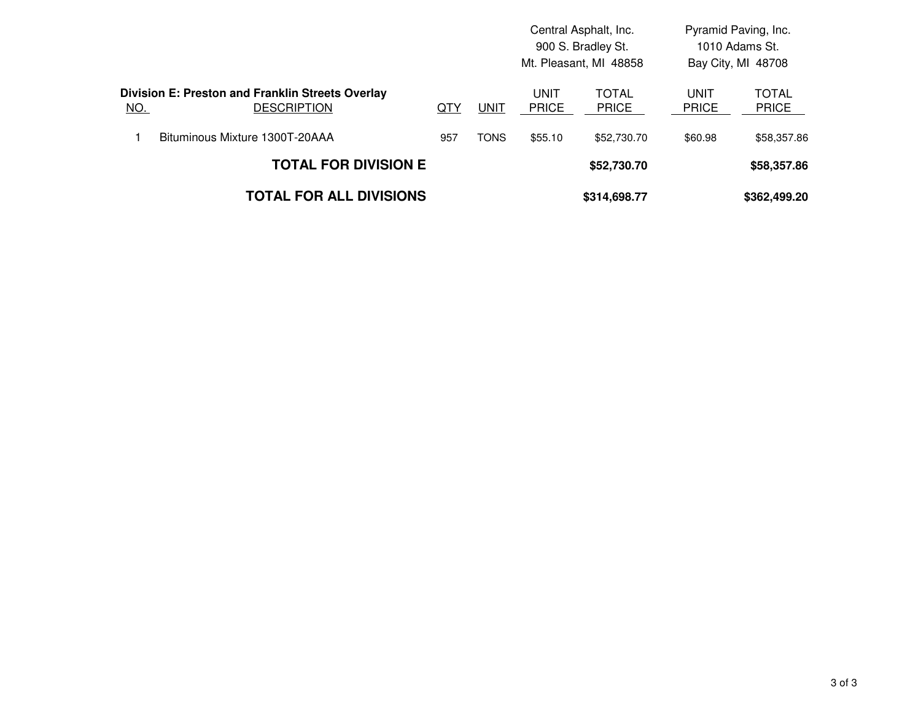| | | | | Central Asphalt, Inc.<br>900 S. Bradley St.<br>Mt. Pleasant, MI 48858 | | Pyramid Paving, Inc.<br>1010 Adams St.<br>Bay City, MI 48708 | |
|---|---|---|---|---|---|---|---|
| **Division E: Preston and Franklin Streets Overlay** | | | | | | | |
| NO. | DESCRIPTION | QTY | UNIT | UNIT PRICE | TOTAL PRICE | UNIT PRICE | TOTAL PRICE |
| 1 | Bituminous Mixture 1300T-20AAA | 957 | TONS | $55.10 | $52,730.70 | $60.98 | $58,357.86 |
| | **TOTAL FOR DIVISION E** | | | | **$52,730.70** | | **$58,357.86** |
| | **TOTAL FOR ALL DIVISIONS** | | | | **$314,698.77** | | **$362,499.20** |